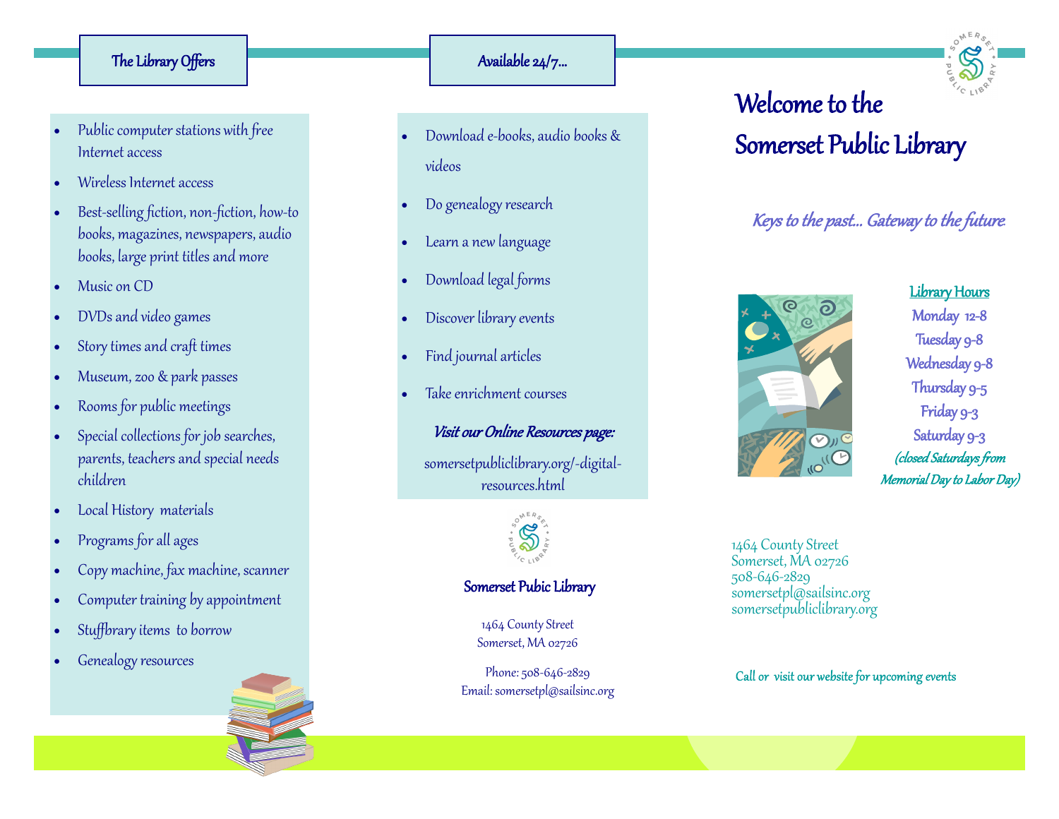## The Library Offers

- Public computer stations with free Internet access
- Wireless Internet access
- Best-selling fiction, non-fiction, how-to books, magazines, newspapers, audio books, large print titles and more
- Music on CD
- DVDs and video games
- Story times and craft times
- Museum, zoo & park passes
- Rooms for public meetings
- Special collections for job searches, parents, teachers and special needs children
- Local History materials
- Programs for all ages
- Copy machine, fax machine, scanner
- Computer training by appointment
- Stuffbrary items to borrow
- Genealogy resources

## Available 24/7...

- Download e-books, audio books & videos
- Do genealogy research
- Learn a new language
- Download legal forms
- Discover library events
- Find journal articles
- Take enrichment courses

***Visit our Online Resources page:***

somersetpubliclibrary.org/-digital-resources.html

**Somerset Pubic Library**

1464 County Street
Somerset, MA 02726

Phone: 508-646-2829
Email: somersetpl@sailsinc.org

# Welcome to the Somerset Public Library

*Keys to the past... Gateway to the future.*

**Library Hours**

Monday 12-8
Tuesday 9-8
Wednesday 9-8
Thursday 9-5
Friday 9-3
Saturday 9-3
*(closed Saturdays from Memorial Day to Labor Day)*

1464 County Street
Somerset, MA 02726
508-646-2829
somersetpl@sailsinc.org
somersetpubliclibrary.org

Call or visit our website for upcoming events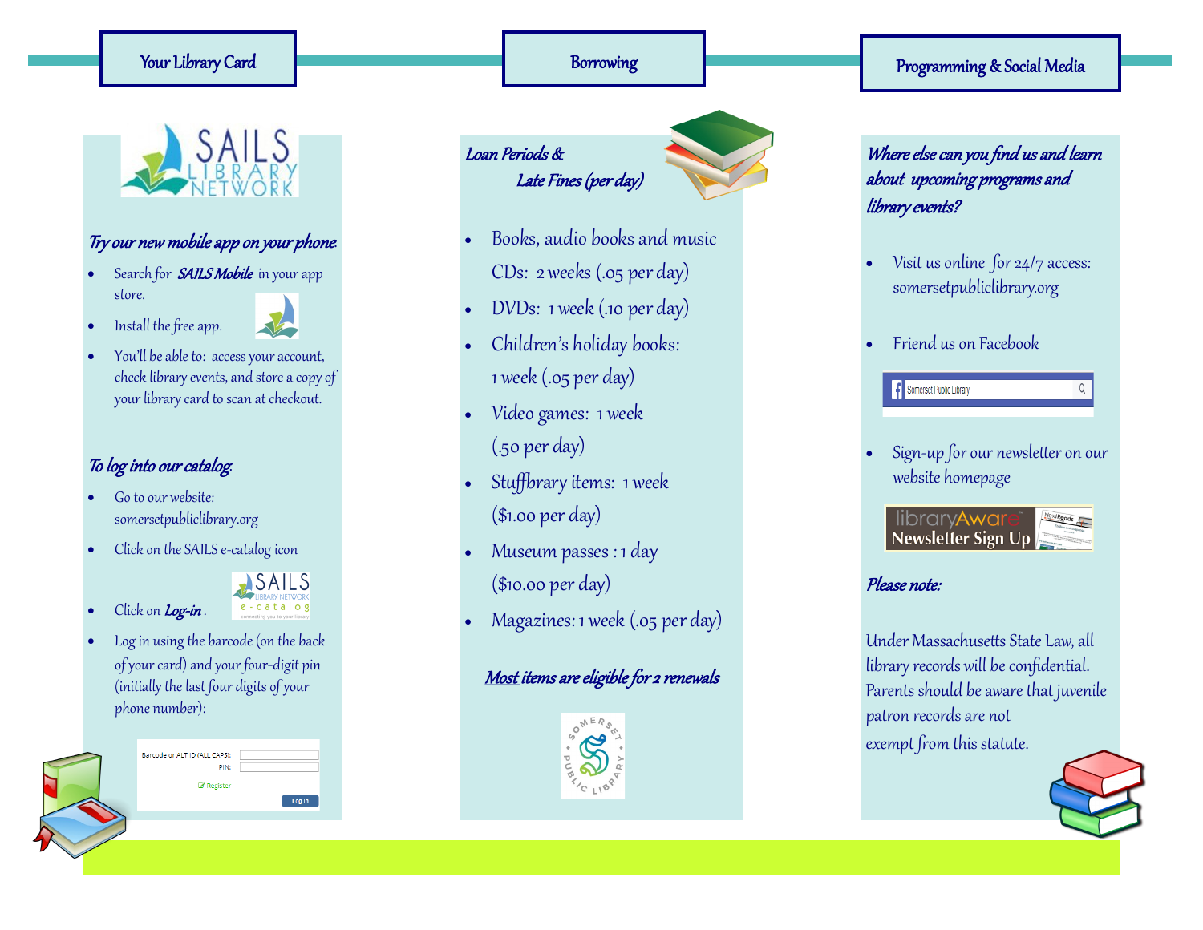## Your Library Card

### *Try our new mobile app on your phone*

- Search for ***SAILS Mobile*** in your app store.
- Install the free app.
- You'll be able to: access your account, check library events, and store a copy of your library card to scan at checkout.

### *To log into our catalog:*

- Go to our website: somersetpubliclibrary.org
- Click on the SAILS e-catalog icon
- Click on ***Log-in*** .
- Log in using the barcode (on the back of your card) and your four-digit pin (initially the last four digits of your phone number):

Barcode or ALT ID (ALL CAPS):
PIN:
Register
Log in

## Borrowing

### *Loan Periods & Late Fines (per day)*

- Books, audio books and music CDs: 2 weeks (.05 per day)
- DVDs: 1 week (.10 per day)
- Children's holiday books: 1 week (.05 per day)
- Video games: 1 week (.50 per day)
- Stuffbrary items: 1 week ($1.00 per day)
- Museum passes : 1 day ($10.00 per day)
- Magazines: 1 week (.05 per day)

***Most items are eligible for 2 renewals***

## Programming & Social Media

### *Where else can you find us and learn about upcoming programs and library events?*

- Visit us online for 24/7 access: somersetpubliclibrary.org
- Friend us on Facebook

Somerset Public Library

- Sign-up for our newsletter on our website homepage

libraryAware Newsletter Sign Up

### *Please note:*

Under Massachusetts State Law, all library records will be confidential. Parents should be aware that juvenile patron records are not exempt from this statute.